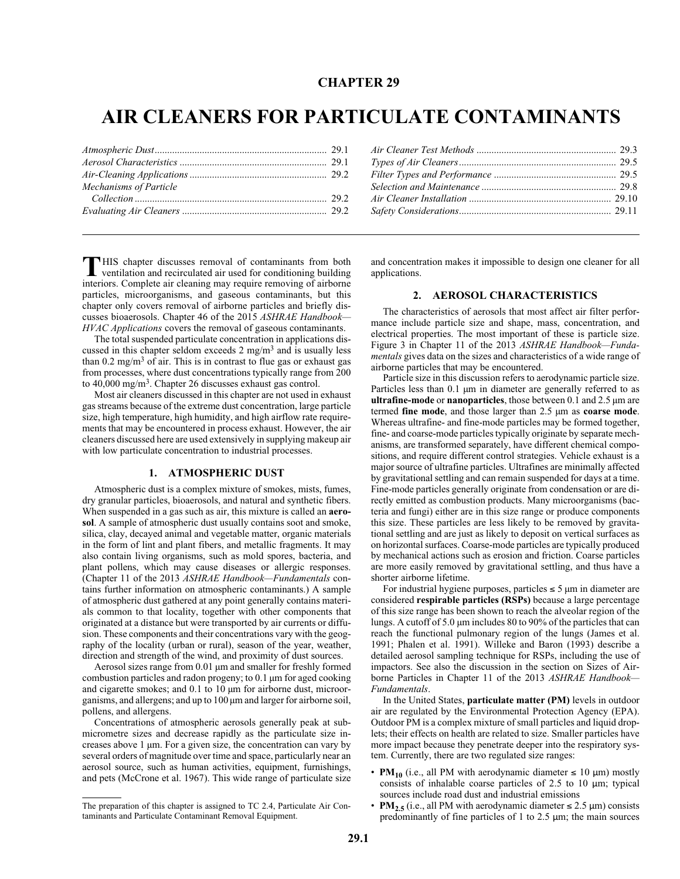# CHAPTER 29

# AIR CLEANERS FOR PARTICULATE CONTAMINANTS

| | | | |
|---|---|---|---|
| *Atmospheric Dust* | 29.1 | *Air Cleaner Test Methods* | 29.3 |
| *Aerosol Characteristics* | 29.1 | *Types of Air Cleaners* | 29.5 |
| *Air-Cleaning Applications* | 29.2 | *Filter Types and Performance* | 29.5 |
| *Mechanisms of Particle Collection* | 29.2 | *Selection and Maintenance* | 29.8 |
| *Evaluating Air Cleaners* | 29.2 | *Air Cleaner Installation* | 29.10 |
| | | *Safety Considerations* | 29.11 |

THIS chapter discusses removal of contaminants from both ventilation and recirculated air used for conditioning building interiors. Complete air cleaning may require removing of airborne particles, microorganisms, and gaseous contaminants, but this chapter only covers removal of airborne particles and briefly discusses bioaerosols. Chapter 46 of the 2015 *ASHRAE Handbook—HVAC Applications* covers the removal of gaseous contaminants.

The total suspended particulate concentration in applications discussed in this chapter seldom exceeds 2 mg/m$^3$ and is usually less than 0.2 mg/m$^3$ of air. This is in contrast to flue gas or exhaust gas from processes, where dust concentrations typically range from 200 to 40,000 mg/m$^3$. Chapter 26 discusses exhaust gas control.

Most air cleaners discussed in this chapter are not used in exhaust gas streams because of the extreme dust concentration, large particle size, high temperature, high humidity, and high airflow rate requirements that may be encountered in process exhaust. However, the air cleaners discussed here are used extensively in supplying makeup air with low particulate concentration to industrial processes.

## 1. ATMOSPHERIC DUST

Atmospheric dust is a complex mixture of smokes, mists, fumes, dry granular particles, bioaerosols, and natural and synthetic fibers. When suspended in a gas such as air, this mixture is called an **aerosol**. A sample of atmospheric dust usually contains soot and smoke, silica, clay, decayed animal and vegetable matter, organic materials in the form of lint and plant fibers, and metallic fragments. It may also contain living organisms, such as mold spores, bacteria, and plant pollens, which may cause diseases or allergic responses. (Chapter 11 of the 2013 *ASHRAE Handbook—Fundamentals* contains further information on atmospheric contaminants.) A sample of atmospheric dust gathered at any point generally contains materials common to that locality, together with other components that originated at a distance but were transported by air currents or diffusion. These components and their concentrations vary with the geography of the locality (urban or rural), season of the year, weather, direction and strength of the wind, and proximity of dust sources.

Aerosol sizes range from 0.01 µm and smaller for freshly formed combustion particles and radon progeny; to 0.1 µm for aged cooking and cigarette smokes; and 0.1 to 10 µm for airborne dust, microorganisms, and allergens; and up to 100 µm and larger for airborne soil, pollens, and allergens.

Concentrations of atmospheric aerosols generally peak at submicrometre sizes and decrease rapidly as the particulate size increases above 1 µm. For a given size, the concentration can vary by several orders of magnitude over time and space, particularly near an aerosol source, such as human activities, equipment, furnishings, and pets (McCrone et al. 1967). This wide range of particulate size and concentration makes it impossible to design one cleaner for all applications.

## 2. AEROSOL CHARACTERISTICS

The characteristics of aerosols that most affect air filter performance include particle size and shape, mass, concentration, and electrical properties. The most important of these is particle size. Figure 3 in Chapter 11 of the 2013 *ASHRAE Handbook—Fundamentals* gives data on the sizes and characteristics of a wide range of airborne particles that may be encountered.

Particle size in this discussion refers to aerodynamic particle size. Particles less than 0.1 µm in diameter are generally referred to as **ultrafine-mode** or **nanoparticles**, those between 0.1 and 2.5 µm are termed **fine mode**, and those larger than 2.5 µm as **coarse mode**. Whereas ultrafine- and fine-mode particles may be formed together, fine- and coarse-mode particles typically originate by separate mechanisms, are transformed separately, have different chemical compositions, and require different control strategies. Vehicle exhaust is a major source of ultrafine particles. Ultrafines are minimally affected by gravitational settling and can remain suspended for days at a time. Fine-mode particles generally originate from condensation or are directly emitted as combustion products. Many microorganisms (bacteria and fungi) either are in this size range or produce components this size. These particles are less likely to be removed by gravitational settling and are just as likely to deposit on vertical surfaces as on horizontal surfaces. Coarse-mode particles are typically produced by mechanical actions such as erosion and friction. Coarse particles are more easily removed by gravitational settling, and thus have a shorter airborne lifetime.

For industrial hygiene purposes, particles ≤ 5 µm in diameter are considered **respirable particles (RSPs)** because a large percentage of this size range has been shown to reach the alveolar region of the lungs. A cutoff of 5.0 µm includes 80 to 90% of the particles that can reach the functional pulmonary region of the lungs (James et al. 1991; Phalen et al. 1991). Willeke and Baron (1993) describe a detailed aerosol sampling technique for RSPs, including the use of impactors. See also the discussion in the section on Sizes of Airborne Particles in Chapter 11 of the 2013 *ASHRAE Handbook—Fundamentals*.

In the United States, **particulate matter (PM)** levels in outdoor air are regulated by the Environmental Protection Agency (EPA). Outdoor PM is a complex mixture of small particles and liquid droplets; their effects on health are related to size. Smaller particles have more impact because they penetrate deeper into the respiratory system. Currently, there are two regulated size ranges:

- **$PM_{10}$** (i.e., all PM with aerodynamic diameter ≤ 10 µm) mostly consists of inhalable coarse particles of 2.5 to 10 µm; typical sources include road dust and industrial emissions
- **$PM_{2.5}$** (i.e., all PM with aerodynamic diameter ≤ 2.5 µm) consists predominantly of fine particles of 1 to 2.5 µm; the main sources

The preparation of this chapter is assigned to TC 2.4, Particulate Air Contaminants and Particulate Contaminant Removal Equipment.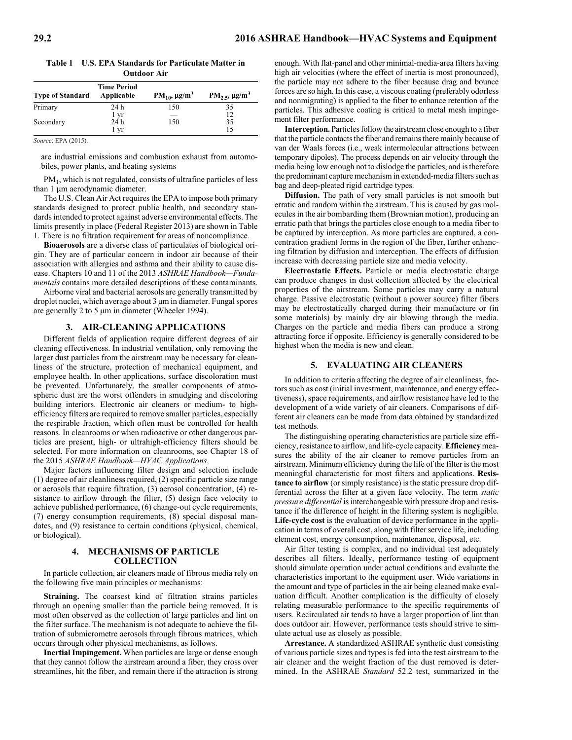**Table 1 U.S. EPA Standards for Particulate Matter in Outdoor Air**

| Type of Standard | Time Period Applicable | $PM_{10}$, μg/m³ | $PM_{2.5}$, μg/m³ |
|---|---|---|---|
| Primary | 24 h | 150 | 35 |
| | 1 yr | — | 12 |
| Secondary | 24 h | 150 | 35 |
| | 1 yr | — | 15 |

*Source*: EPA (2015).

are industrial emissions and combustion exhaust from automobiles, power plants, and heating systems

$PM_1$, which is not regulated, consists of ultrafine particles of less than 1 μm aerodynamic diameter.

The U.S. Clean Air Act requires the EPA to impose both primary standards designed to protect public health, and secondary standards intended to protect against adverse environmental effects. The limits presently in place (Federal Register 2013) are shown in Table 1. There is no filtration requirement for areas of noncompliance.

**Bioaerosols** are a diverse class of particulates of biological origin. They are of particular concern in indoor air because of their association with allergies and asthma and their ability to cause disease. Chapters 10 and 11 of the 2013 *ASHRAE Handbook—Fundamentals* contains more detailed descriptions of these contaminants.

Airborne viral and bacterial aerosols are generally transmitted by droplet nuclei, which average about 3 μm in diameter. Fungal spores are generally 2 to 5 μm in diameter (Wheeler 1994).

## 3. AIR-CLEANING APPLICATIONS

Different fields of application require different degrees of air cleaning effectiveness. In industrial ventilation, only removing the larger dust particles from the airstream may be necessary for cleanliness of the structure, protection of mechanical equipment, and employee health. In other applications, surface discoloration must be prevented. Unfortunately, the smaller components of atmospheric dust are the worst offenders in smudging and discoloring building interiors. Electronic air cleaners or medium- to high-efficiency filters are required to remove smaller particles, especially the respirable fraction, which often must be controlled for health reasons. In cleanrooms or when radioactive or other dangerous particles are present, high- or ultrahigh-efficiency filters should be selected. For more information on cleanrooms, see Chapter 18 of the 2015 *ASHRAE Handbook—HVAC Applications*.

Major factors influencing filter design and selection include (1) degree of air cleanliness required, (2) specific particle size range or aerosols that require filtration, (3) aerosol concentration, (4) resistance to airflow through the filter, (5) design face velocity to achieve published performance, (6) change-out cycle requirements, (7) energy consumption requirements, (8) special disposal mandates, and (9) resistance to certain conditions (physical, chemical, or biological).

## 4. MECHANISMS OF PARTICLE COLLECTION

In particle collection, air cleaners made of fibrous media rely on the following five main principles or mechanisms:

**Straining.** The coarsest kind of filtration strains particles through an opening smaller than the particle being removed. It is most often observed as the collection of large particles and lint on the filter surface. The mechanism is not adequate to achieve the filtration of submicrometre aerosols through fibrous matrices, which occurs through other physical mechanisms, as follows.

**Inertial Impingement.** When particles are large or dense enough that they cannot follow the airstream around a fiber, they cross over streamlines, hit the fiber, and remain there if the attraction is strong enough. With flat-panel and other minimal-media-area filters having high air velocities (where the effect of inertia is most pronounced), the particle may not adhere to the fiber because drag and bounce forces are so high. In this case, a viscous coating (preferably odorless and nonmigrating) is applied to the fiber to enhance retention of the particles. This adhesive coating is critical to metal mesh impingement filter performance.

**Interception.** Particles follow the airstream close enough to a fiber that the particle contacts the fiber and remains there mainly because of van der Waals forces (i.e., weak intermolecular attractions between temporary dipoles). The process depends on air velocity through the media being low enough not to dislodge the particles, and is therefore the predominant capture mechanism in extended-media filters such as bag and deep-pleated rigid cartridge types.

**Diffusion.** The path of very small particles is not smooth but erratic and random within the airstream. This is caused by gas molecules in the air bombarding them (Brownian motion), producing an erratic path that brings the particles close enough to a media fiber to be captured by interception. As more particles are captured, a concentration gradient forms in the region of the fiber, further enhancing filtration by diffusion and interception. The effects of diffusion increase with decreasing particle size and media velocity.

**Electrostatic Effects.** Particle or media electrostatic charge can produce changes in dust collection affected by the electrical properties of the airstream. Some particles may carry a natural charge. Passive electrostatic (without a power source) filter fibers may be electrostatically charged during their manufacture or (in some materials) by mainly dry air blowing through the media. Charges on the particle and media fibers can produce a strong attracting force if opposite. Efficiency is generally considered to be highest when the media is new and clean.

## 5. EVALUATING AIR CLEANERS

In addition to criteria affecting the degree of air cleanliness, factors such as cost (initial investment, maintenance, and energy effectiveness), space requirements, and airflow resistance have led to the development of a wide variety of air cleaners. Comparisons of different air cleaners can be made from data obtained by standardized test methods.

The distinguishing operating characteristics are particle size efficiency, resistance to airflow, and life-cycle capacity. **Efficiency** measures the ability of the air cleaner to remove particles from an airstream. Minimum efficiency during the life of the filter is the most meaningful characteristic for most filters and applications. **Resistance to airflow** (or simply resistance) is the static pressure drop differential across the filter at a given face velocity. The term *static pressure differential* is interchangeable with pressure drop and resistance if the difference of height in the filtering system is negligible. **Life-cycle cost** is the evaluation of device performance in the application in terms of overall cost, along with filter service life, including element cost, energy consumption, maintenance, disposal, etc.

Air filter testing is complex, and no individual test adequately describes all filters. Ideally, performance testing of equipment should simulate operation under actual conditions and evaluate the characteristics important to the equipment user. Wide variations in the amount and type of particles in the air being cleaned make evaluation difficult. Another complication is the difficulty of closely relating measurable performance to the specific requirements of users. Recirculated air tends to have a larger proportion of lint than does outdoor air. However, performance tests should strive to simulate actual use as closely as possible.

**Arrestance.** A standardized ASHRAE synthetic dust consisting of various particle sizes and types is fed into the test airstream to the air cleaner and the weight fraction of the dust removed is determined. In the ASHRAE *Standard* 52.2 test, summarized in the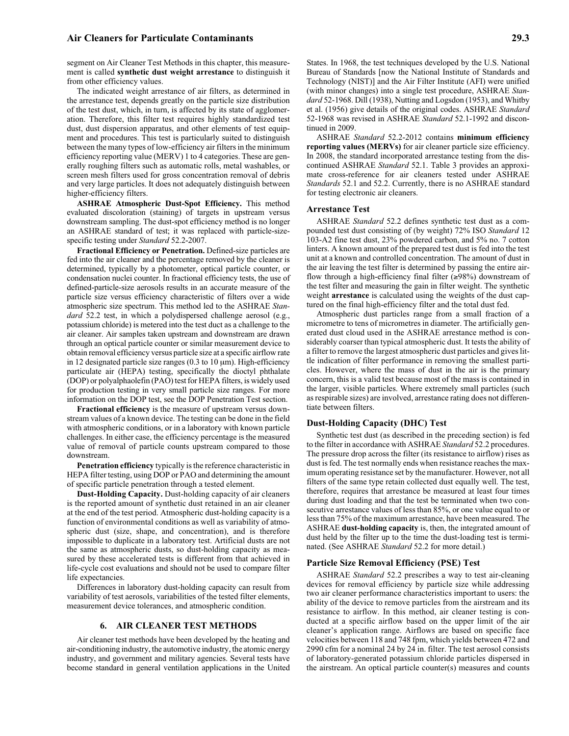segment on Air Cleaner Test Methods in this chapter, this measurement is called **synthetic dust weight arrestance** to distinguish it from other efficiency values.

The indicated weight arrestance of air filters, as determined in the arrestance test, depends greatly on the particle size distribution of the test dust, which, in turn, is affected by its state of agglomeration. Therefore, this filter test requires highly standardized test dust, dust dispersion apparatus, and other elements of test equipment and procedures. This test is particularly suited to distinguish between the many types of low-efficiency air filters in the minimum efficiency reporting value (MERV) 1 to 4 categories. These are generally roughing filters such as automatic rolls, metal washables, or screen mesh filters used for gross concentration removal of debris and very large particles. It does not adequately distinguish between higher-efficiency filters.

**ASHRAE Atmospheric Dust-Spot Efficiency.** This method evaluated discoloration (staining) of targets in upstream versus downstream sampling. The dust-spot efficiency method is no longer an ASHRAE standard of test; it was replaced with particle-size-specific testing under *Standard* 52.2-2007.

**Fractional Efficiency or Penetration.** Defined-size particles are fed into the air cleaner and the percentage removed by the cleaner is determined, typically by a photometer, optical particle counter, or condensation nuclei counter. In fractional efficiency tests, the use of defined-particle-size aerosols results in an accurate measure of the particle size versus efficiency characteristic of filters over a wide atmospheric size spectrum. This method led to the ASHRAE *Standard* 52.2 test, in which a polydispersed challenge aerosol (e.g., potassium chloride) is metered into the test duct as a challenge to the air cleaner. Air samples taken upstream and downstream are drawn through an optical particle counter or similar measurement device to obtain removal efficiency versus particle size at a specific airflow rate in 12 designated particle size ranges (0.3 to 10 μm). High-efficiency particulate air (HEPA) testing, specifically the dioctyl phthalate (DOP) or polyalphaolefin (PAO) test for HEPA filters, is widely used for production testing in very small particle size ranges. For more information on the DOP test, see the DOP Penetration Test section.

**Fractional efficiency** is the measure of upstream versus downstream values of a known device. The testing can be done in the field with atmospheric conditions, or in a laboratory with known particle challenges. In either case, the efficiency percentage is the measured value of removal of particle counts upstream compared to those downstream.

**Penetration efficiency** typically is the reference characteristic in HEPA filter testing, using DOP or PAO and determining the amount of specific particle penetration through a tested element.

**Dust-Holding Capacity.** Dust-holding capacity of air cleaners is the reported amount of synthetic dust retained in an air cleaner at the end of the test period. Atmospheric dust-holding capacity is a function of environmental conditions as well as variability of atmospheric dust (size, shape, and concentration), and is therefore impossible to duplicate in a laboratory test. Artificial dusts are not the same as atmospheric dusts, so dust-holding capacity as measured by these accelerated tests is different from that achieved in life-cycle cost evaluations and should not be used to compare filter life expectancies.

Differences in laboratory dust-holding capacity can result from variability of test aerosols, variabilities of the tested filter elements, measurement device tolerances, and atmospheric condition.

## 6. AIR CLEANER TEST METHODS

Air cleaner test methods have been developed by the heating and air-conditioning industry, the automotive industry, the atomic energy industry, and government and military agencies. Several tests have become standard in general ventilation applications in the United States. In 1968, the test techniques developed by the U.S. National Bureau of Standards [now the National Institute of Standards and Technology (NIST)] and the Air Filter Institute (AFI) were unified (with minor changes) into a single test procedure, ASHRAE *Standard* 52-1968. Dill (1938), Nutting and Logsdon (1953), and Whitby et al. (1956) give details of the original codes. ASHRAE *Standard* 52-1968 was revised in ASHRAE *Standard* 52.1-1992 and discontinued in 2009.

ASHRAE *Standard* 52.2-2012 contains **minimum efficiency reporting values (MERVs)** for air cleaner particle size efficiency. In 2008, the standard incorporated arrestance testing from the discontinued ASHRAE *Standard* 52.1. Table 3 provides an approximate cross-reference for air cleaners tested under ASHRAE *Standards* 52.1 and 52.2. Currently, there is no ASHRAE standard for testing electronic air cleaners.

### Arrestance Test

ASHRAE *Standard* 52.2 defines synthetic test dust as a compounded test dust consisting of (by weight) 72% ISO *Standard* 12 103-A2 fine test dust, 23% powdered carbon, and 5% no. 7 cotton linters. A known amount of the prepared test dust is fed into the test unit at a known and controlled concentration. The amount of dust in the air leaving the test filter is determined by passing the entire airflow through a high-efficiency final filter (≥98%) downstream of the test filter and measuring the gain in filter weight. The synthetic weight **arrestance** is calculated using the weights of the dust captured on the final high-efficiency filter and the total dust fed.

Atmospheric dust particles range from a small fraction of a micrometre to tens of micrometres in diameter. The artificially generated dust cloud used in the ASHRAE arrestance method is considerably coarser than typical atmospheric dust. It tests the ability of a filter to remove the largest atmospheric dust particles and gives little indication of filter performance in removing the smallest particles. However, where the mass of dust in the air is the primary concern, this is a valid test because most of the mass is contained in the larger, visible particles. Where extremely small particles (such as respirable sizes) are involved, arrestance rating does not differentiate between filters.

### Dust-Holding Capacity (DHC) Test

Synthetic test dust (as described in the preceding section) is fed to the filter in accordance with ASHRAE *Standard* 52.2 procedures. The pressure drop across the filter (its resistance to airflow) rises as dust is fed. The test normally ends when resistance reaches the maximum operating resistance set by the manufacturer. However, not all filters of the same type retain collected dust equally well. The test, therefore, requires that arrestance be measured at least four times during dust loading and that the test be terminated when two consecutive arrestance values of less than 85%, or one value equal to or less than 75% of the maximum arrestance, have been measured. The ASHRAE **dust-holding capacity** is, then, the integrated amount of dust held by the filter up to the time the dust-loading test is terminated. (See ASHRAE *Standard* 52.2 for more detail.)

### Particle Size Removal Efficiency (PSE) Test

ASHRAE *Standard* 52.2 prescribes a way to test air-cleaning devices for removal efficiency by particle size while addressing two air cleaner performance characteristics important to users: the ability of the device to remove particles from the airstream and its resistance to airflow. In this method, air cleaner testing is conducted at a specific airflow based on the upper limit of the air cleaner's application range. Airflows are based on specific face velocities between 118 and 748 fpm, which yields between 472 and 2990 cfm for a nominal 24 by 24 in. filter. The test aerosol consists of laboratory-generated potassium chloride particles dispersed in the airstream. An optical particle counter(s) measures and counts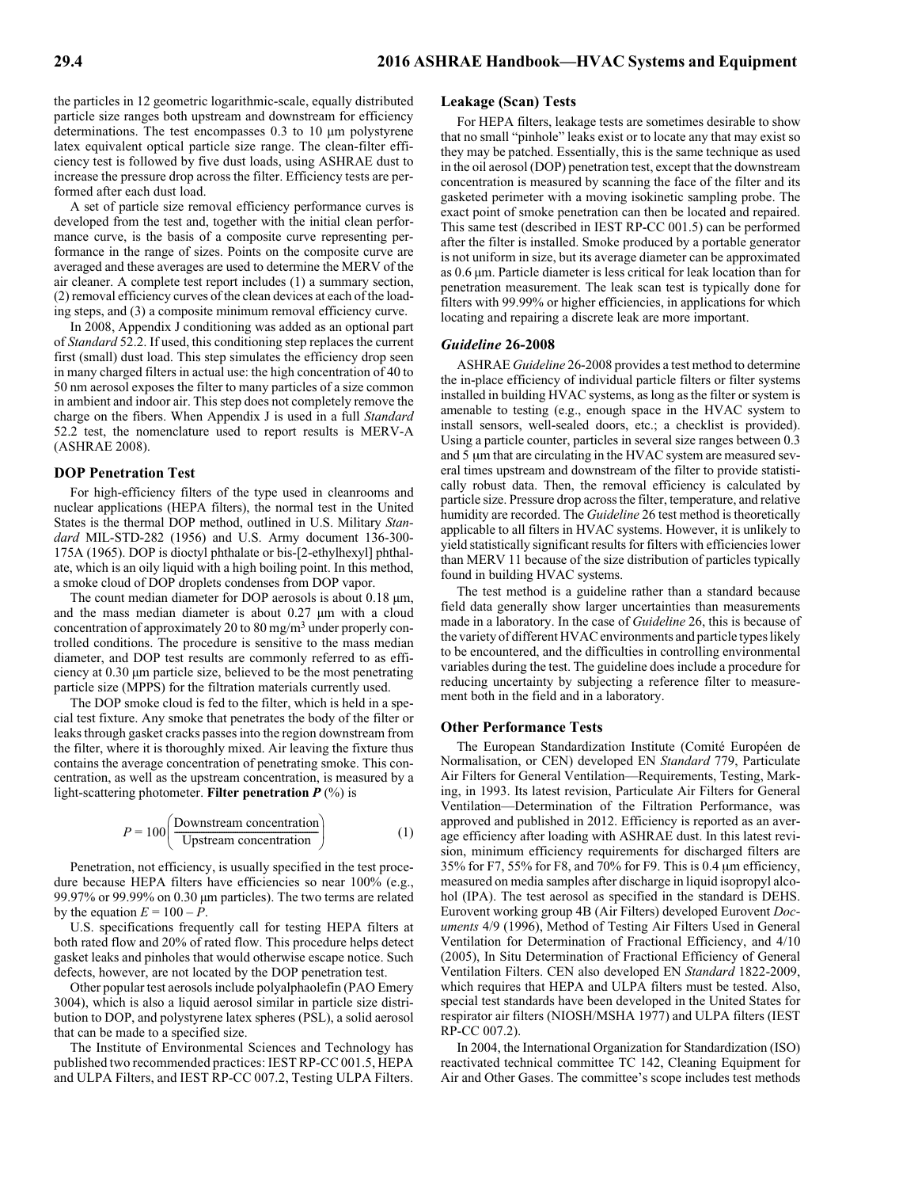the particles in 12 geometric logarithmic-scale, equally distributed particle size ranges both upstream and downstream for efficiency determinations. The test encompasses 0.3 to 10 μm polystyrene latex equivalent optical particle size range. The clean-filter efficiency test is followed by five dust loads, using ASHRAE dust to increase the pressure drop across the filter. Efficiency tests are performed after each dust load.

A set of particle size removal efficiency performance curves is developed from the test and, together with the initial clean performance curve, is the basis of a composite curve representing performance in the range of sizes. Points on the composite curve are averaged and these averages are used to determine the MERV of the air cleaner. A complete test report includes (1) a summary section, (2) removal efficiency curves of the clean devices at each of the loading steps, and (3) a composite minimum removal efficiency curve.

In 2008, Appendix J conditioning was added as an optional part of *Standard* 52.2. If used, this conditioning step replaces the current first (small) dust load. This step simulates the efficiency drop seen in many charged filters in actual use: the high concentration of 40 to 50 nm aerosol exposes the filter to many particles of a size common in ambient and indoor air. This step does not completely remove the charge on the fibers. When Appendix J is used in a full *Standard* 52.2 test, the nomenclature used to report results is MERV-A (ASHRAE 2008).

### DOP Penetration Test

For high-efficiency filters of the type used in cleanrooms and nuclear applications (HEPA filters), the normal test in the United States is the thermal DOP method, outlined in U.S. Military *Standard* MIL-STD-282 (1956) and U.S. Army document 136-300-175A (1965). DOP is dioctyl phthalate or bis-[2-ethylhexyl] phthalate, which is an oily liquid with a high boiling point. In this method, a smoke cloud of DOP droplets condenses from DOP vapor.

The count median diameter for DOP aerosols is about 0.18 μm, and the mass median diameter is about 0.27 μm with a cloud concentration of approximately 20 to 80 mg/m$^3$ under properly controlled conditions. The procedure is sensitive to the mass median diameter, and DOP test results are commonly referred to as efficiency at 0.30 μm particle size, believed to be the most penetrating particle size (MPPS) for the filtration materials currently used.

The DOP smoke cloud is fed to the filter, which is held in a special test fixture. Any smoke that penetrates the body of the filter or leaks through gasket cracks passes into the region downstream from the filter, where it is thoroughly mixed. Air leaving the fixture thus contains the average concentration of penetrating smoke. This concentration, as well as the upstream concentration, is measured by a light-scattering photometer. **Filter penetration $P$** (%) is

$$P = 100\left(\frac{\text{Downstream concentration}}{\text{Upstream concentration}}\right) \tag{1}$$

Penetration, not efficiency, is usually specified in the test procedure because HEPA filters have efficiencies so near 100% (e.g., 99.97% or 99.99% on 0.30 μm particles). The two terms are related by the equation $E = 100 - P$.

U.S. specifications frequently call for testing HEPA filters at both rated flow and 20% of rated flow. This procedure helps detect gasket leaks and pinholes that would otherwise escape notice. Such defects, however, are not located by the DOP penetration test.

Other popular test aerosols include polyalphaolefin (PAO Emery 3004), which is also a liquid aerosol similar in particle size distribution to DOP, and polystyrene latex spheres (PSL), a solid aerosol that can be made to a specified size.

The Institute of Environmental Sciences and Technology has published two recommended practices: IEST RP-CC 001.5, HEPA and ULPA Filters, and IEST RP-CC 007.2, Testing ULPA Filters.

### Leakage (Scan) Tests

For HEPA filters, leakage tests are sometimes desirable to show that no small "pinhole" leaks exist or to locate any that may exist so they may be patched. Essentially, this is the same technique as used in the oil aerosol (DOP) penetration test, except that the downstream concentration is measured by scanning the face of the filter and its gasketed perimeter with a moving isokinetic sampling probe. The exact point of smoke penetration can then be located and repaired. This same test (described in IEST RP-CC 001.5) can be performed after the filter is installed. Smoke produced by a portable generator is not uniform in size, but its average diameter can be approximated as 0.6 μm. Particle diameter is less critical for leak location than for penetration measurement. The leak scan test is typically done for filters with 99.99% or higher efficiencies, in applications for which locating and repairing a discrete leak are more important.

### *Guideline* 26-2008

ASHRAE *Guideline* 26-2008 provides a test method to determine the in-place efficiency of individual particle filters or filter systems installed in building HVAC systems, as long as the filter or system is amenable to testing (e.g., enough space in the HVAC system to install sensors, well-sealed doors, etc.; a checklist is provided). Using a particle counter, particles in several size ranges between 0.3 and 5 μm that are circulating in the HVAC system are measured several times upstream and downstream of the filter to provide statistically robust data. Then, the removal efficiency is calculated by particle size. Pressure drop across the filter, temperature, and relative humidity are recorded. The *Guideline* 26 test method is theoretically applicable to all filters in HVAC systems. However, it is unlikely to yield statistically significant results for filters with efficiencies lower than MERV 11 because of the size distribution of particles typically found in building HVAC systems.

The test method is a guideline rather than a standard because field data generally show larger uncertainties than measurements made in a laboratory. In the case of *Guideline* 26, this is because of the variety of different HVAC environments and particle types likely to be encountered, and the difficulties in controlling environmental variables during the test. The guideline does include a procedure for reducing uncertainty by subjecting a reference filter to measurement both in the field and in a laboratory.

### Other Performance Tests

The European Standardization Institute (Comité Européen de Normalisation, or CEN) developed EN *Standard* 779, Particulate Air Filters for General Ventilation—Requirements, Testing, Marking, in 1993. Its latest revision, Particulate Air Filters for General Ventilation—Determination of the Filtration Performance, was approved and published in 2012. Efficiency is reported as an average efficiency after loading with ASHRAE dust. In this latest revision, minimum efficiency requirements for discharged filters are 35% for F7, 55% for F8, and 70% for F9. This is 0.4 μm efficiency, measured on media samples after discharge in liquid isopropyl alcohol (IPA). The test aerosol as specified in the standard is DEHS. Eurovent working group 4B (Air Filters) developed Eurovent *Documents* 4/9 (1996), Method of Testing Air Filters Used in General Ventilation for Determination of Fractional Efficiency, and 4/10 (2005), In Situ Determination of Fractional Efficiency of General Ventilation Filters. CEN also developed EN *Standard* 1822-2009, which requires that HEPA and ULPA filters must be tested. Also, special test standards have been developed in the United States for respirator air filters (NIOSH/MSHA 1977) and ULPA filters (IEST RP-CC 007.2).

In 2004, the International Organization for Standardization (ISO) reactivated technical committee TC 142, Cleaning Equipment for Air and Other Gases. The committee's scope includes test methods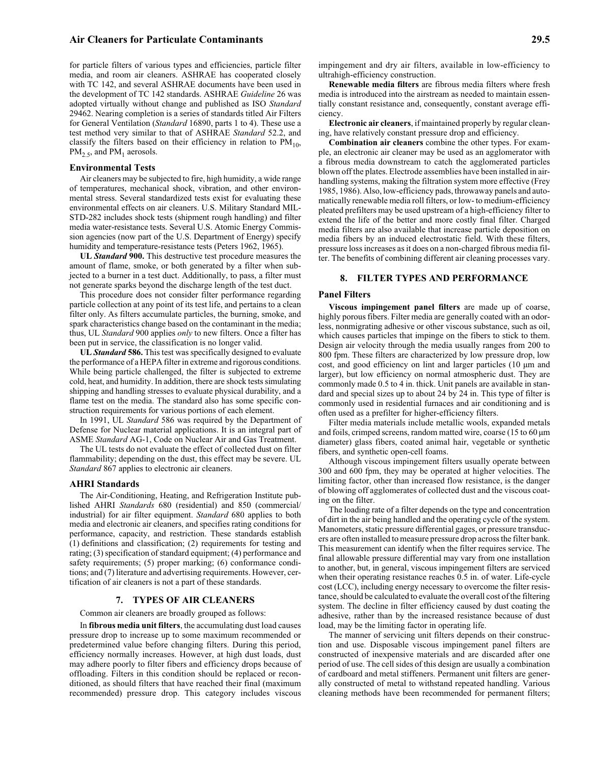for particle filters of various types and efficiencies, particle filter media, and room air cleaners. ASHRAE has cooperated closely with TC 142, and several ASHRAE documents have been used in the development of TC 142 standards. ASHRAE *Guideline* 26 was adopted virtually without change and published as ISO *Standard* 29462. Nearing completion is a series of standards titled Air Filters for General Ventilation (*Standard* 16890, parts 1 to 4). These use a test method very similar to that of ASHRAE *Standard* 52.2, and classify the filters based on their efficiency in relation to $PM_{10}$, $PM_{2.5}$, and $PM_1$ aerosols.

### Environmental Tests

Air cleaners may be subjected to fire, high humidity, a wide range of temperatures, mechanical shock, vibration, and other environmental stress. Several standardized tests exist for evaluating these environmental effects on air cleaners. U.S. Military Standard MIL-STD-282 includes shock tests (shipment rough handling) and filter media water-resistance tests. Several U.S. Atomic Energy Commission agencies (now part of the U.S. Department of Energy) specify humidity and temperature-resistance tests (Peters 1962, 1965).

**UL *Standard* 900.** This destructive test procedure measures the amount of flame, smoke, or both generated by a filter when subjected to a burner in a test duct. Additionally, to pass, a filter must not generate sparks beyond the discharge length of the test duct.

This procedure does not consider filter performance regarding particle collection at any point of its test life, and pertains to a clean filter only. As filters accumulate particles, the burning, smoke, and spark characteristics change based on the contaminant in the media; thus, UL *Standard* 900 applies *only* to new filters. Once a filter has been put in service, the classification is no longer valid.

**UL *Standard* 586.** This test was specifically designed to evaluate the performance of a HEPA filter in extreme and rigorous conditions. While being particle challenged, the filter is subjected to extreme cold, heat, and humidity. In addition, there are shock tests simulating shipping and handling stresses to evaluate physical durability, and a flame test on the media. The standard also has some specific construction requirements for various portions of each element.

In 1991, UL *Standard* 586 was required by the Department of Defense for Nuclear material applications. It is an integral part of ASME *Standard* AG-1, Code on Nuclear Air and Gas Treatment.

The UL tests do not evaluate the effect of collected dust on filter flammability; depending on the dust, this effect may be severe. UL *Standard* 867 applies to electronic air cleaners.

### AHRI Standards

The Air-Conditioning, Heating, and Refrigeration Institute published AHRI *Standards* 680 (residential) and 850 (commercial/industrial) for air filter equipment. *Standard* 680 applies to both media and electronic air cleaners, and specifies rating conditions for performance, capacity, and restriction. These standards establish (1) definitions and classification; (2) requirements for testing and rating; (3) specification of standard equipment; (4) performance and safety requirements; (5) proper marking; (6) conformance conditions; and (7) literature and advertising requirements. However, certification of air cleaners is not a part of these standards.

## 7. TYPES OF AIR CLEANERS

Common air cleaners are broadly grouped as follows:

In **fibrous media unit filters**, the accumulating dust load causes pressure drop to increase up to some maximum recommended or predetermined value before changing filters. During this period, efficiency normally increases. However, at high dust loads, dust may adhere poorly to filter fibers and efficiency drops because of offloading. Filters in this condition should be replaced or reconditioned, as should filters that have reached their final (maximum recommended) pressure drop. This category includes viscous impingement and dry air filters, available in low-efficiency to ultrahigh-efficiency construction.

**Renewable media filters** are fibrous media filters where fresh media is introduced into the airstream as needed to maintain essentially constant resistance and, consequently, constant average efficiency.

**Electronic air cleaners**, if maintained properly by regular cleaning, have relatively constant pressure drop and efficiency.

**Combination air cleaners** combine the other types. For example, an electronic air cleaner may be used as an agglomerator with a fibrous media downstream to catch the agglomerated particles blown off the plates. Electrode assemblies have been installed in air-handling systems, making the filtration system more effective (Frey 1985, 1986). Also, low-efficiency pads, throwaway panels and automatically renewable media roll filters, or low- to medium-efficiency pleated prefilters may be used upstream of a high-efficiency filter to extend the life of the better and more costly final filter. Charged media filters are also available that increase particle deposition on media fibers by an induced electrostatic field. With these filters, pressure loss increases as it does on a non-charged fibrous media filter. The benefits of combining different air cleaning processes vary.

## 8. FILTER TYPES AND PERFORMANCE

### Panel Filters

**Viscous impingement panel filters** are made up of coarse, highly porous fibers. Filter media are generally coated with an odorless, nonmigrating adhesive or other viscous substance, such as oil, which causes particles that impinge on the fibers to stick to them. Design air velocity through the media usually ranges from 200 to 800 fpm. These filters are characterized by low pressure drop, low cost, and good efficiency on lint and larger particles (10 μm and larger), but low efficiency on normal atmospheric dust. They are commonly made 0.5 to 4 in. thick. Unit panels are available in standard and special sizes up to about 24 by 24 in. This type of filter is commonly used in residential furnaces and air conditioning and is often used as a prefilter for higher-efficiency filters.

Filter media materials include metallic wools, expanded metals and foils, crimped screens, random matted wire, coarse (15 to 60 μm diameter) glass fibers, coated animal hair, vegetable or synthetic fibers, and synthetic open-cell foams.

Although viscous impingement filters usually operate between 300 and 600 fpm, they may be operated at higher velocities. The limiting factor, other than increased flow resistance, is the danger of blowing off agglomerates of collected dust and the viscous coating on the filter.

The loading rate of a filter depends on the type and concentration of dirt in the air being handled and the operating cycle of the system. Manometers, static pressure differential gages, or pressure transducers are often installed to measure pressure drop across the filter bank. This measurement can identify when the filter requires service. The final allowable pressure differential may vary from one installation to another, but, in general, viscous impingement filters are serviced when their operating resistance reaches 0.5 in. of water. Life-cycle cost (LCC), including energy necessary to overcome the filter resistance, should be calculated to evaluate the overall cost of the filtering system. The decline in filter efficiency caused by dust coating the adhesive, rather than by the increased resistance because of dust load, may be the limiting factor in operating life.

The manner of servicing unit filters depends on their construction and use. Disposable viscous impingement panel filters are constructed of inexpensive materials and are discarded after one period of use. The cell sides of this design are usually a combination of cardboard and metal stiffeners. Permanent unit filters are generally constructed of metal to withstand repeated handling. Various cleaning methods have been recommended for permanent filters;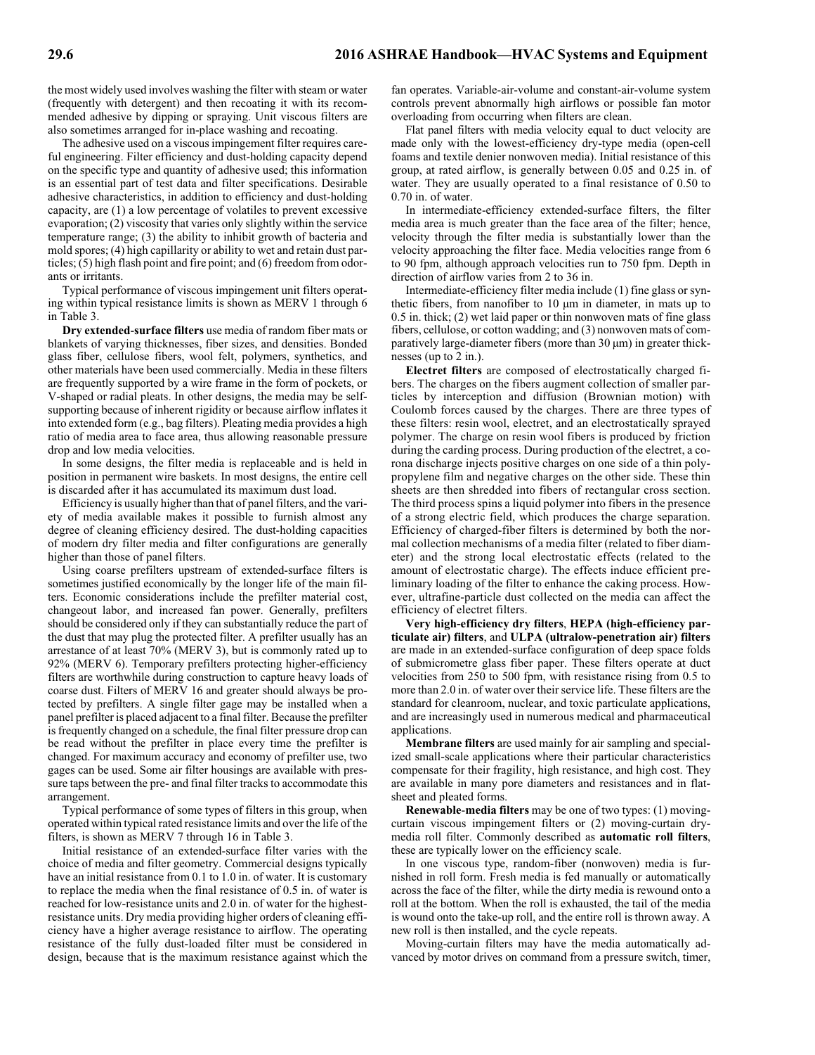the most widely used involves washing the filter with steam or water (frequently with detergent) and then recoating it with its recommended adhesive by dipping or spraying. Unit viscous filters are also sometimes arranged for in-place washing and recoating.

The adhesive used on a viscous impingement filter requires careful engineering. Filter efficiency and dust-holding capacity depend on the specific type and quantity of adhesive used; this information is an essential part of test data and filter specifications. Desirable adhesive characteristics, in addition to efficiency and dust-holding capacity, are (1) a low percentage of volatiles to prevent excessive evaporation; (2) viscosity that varies only slightly within the service temperature range; (3) the ability to inhibit growth of bacteria and mold spores; (4) high capillarity or ability to wet and retain dust particles; (5) high flash point and fire point; and (6) freedom from odorants or irritants.

Typical performance of viscous impingement unit filters operating within typical resistance limits is shown as MERV 1 through 6 in Table 3.

**Dry extended-surface filters** use media of random fiber mats or blankets of varying thicknesses, fiber sizes, and densities. Bonded glass fiber, cellulose fibers, wool felt, polymers, synthetics, and other materials have been used commercially. Media in these filters are frequently supported by a wire frame in the form of pockets, or V-shaped or radial pleats. In other designs, the media may be self-supporting because of inherent rigidity or because airflow inflates it into extended form (e.g., bag filters). Pleating media provides a high ratio of media area to face area, thus allowing reasonable pressure drop and low media velocities.

In some designs, the filter media is replaceable and is held in position in permanent wire baskets. In most designs, the entire cell is discarded after it has accumulated its maximum dust load.

Efficiency is usually higher than that of panel filters, and the variety of media available makes it possible to furnish almost any degree of cleaning efficiency desired. The dust-holding capacities of modern dry filter media and filter configurations are generally higher than those of panel filters.

Using coarse prefilters upstream of extended-surface filters is sometimes justified economically by the longer life of the main filters. Economic considerations include the prefilter material cost, changeout labor, and increased fan power. Generally, prefilters should be considered only if they can substantially reduce the part of the dust that may plug the protected filter. A prefilter usually has an arrestance of at least 70% (MERV 3), but is commonly rated up to 92% (MERV 6). Temporary prefilters protecting higher-efficiency filters are worthwhile during construction to capture heavy loads of coarse dust. Filters of MERV 16 and greater should always be protected by prefilters. A single filter gage may be installed when a panel prefilter is placed adjacent to a final filter. Because the prefilter is frequently changed on a schedule, the final filter pressure drop can be read without the prefilter in place every time the prefilter is changed. For maximum accuracy and economy of prefilter use, two gages can be used. Some air filter housings are available with pressure taps between the pre- and final filter tracks to accommodate this arrangement.

Typical performance of some types of filters in this group, when operated within typical rated resistance limits and over the life of the filters, is shown as MERV 7 through 16 in Table 3.

Initial resistance of an extended-surface filter varies with the choice of media and filter geometry. Commercial designs typically have an initial resistance from 0.1 to 1.0 in. of water. It is customary to replace the media when the final resistance of 0.5 in. of water is reached for low-resistance units and 2.0 in. of water for the highest-resistance units. Dry media providing higher orders of cleaning efficiency have a higher average resistance to airflow. The operating resistance of the fully dust-loaded filter must be considered in design, because that is the maximum resistance against which the fan operates. Variable-air-volume and constant-air-volume system controls prevent abnormally high airflows or possible fan motor overloading from occurring when filters are clean.

Flat panel filters with media velocity equal to duct velocity are made only with the lowest-efficiency dry-type media (open-cell foams and textile denier nonwoven media). Initial resistance of this group, at rated airflow, is generally between 0.05 and 0.25 in. of water. They are usually operated to a final resistance of 0.50 to 0.70 in. of water.

In intermediate-efficiency extended-surface filters, the filter media area is much greater than the face area of the filter; hence, velocity through the filter media is substantially lower than the velocity approaching the filter face. Media velocities range from 6 to 90 fpm, although approach velocities run to 750 fpm. Depth in direction of airflow varies from 2 to 36 in.

Intermediate-efficiency filter media include (1) fine glass or synthetic fibers, from nanofiber to 10 μm in diameter, in mats up to 0.5 in. thick; (2) wet laid paper or thin nonwoven mats of fine glass fibers, cellulose, or cotton wadding; and (3) nonwoven mats of comparatively large-diameter fibers (more than 30 μm) in greater thicknesses (up to 2 in.).

**Electret filters** are composed of electrostatically charged fibers. The charges on the fibers augment collection of smaller particles by interception and diffusion (Brownian motion) with Coulomb forces caused by the charges. There are three types of these filters: resin wool, electret, and an electrostatically sprayed polymer. The charge on resin wool fibers is produced by friction during the carding process. During production of the electret, a corona discharge injects positive charges on one side of a thin polypropylene film and negative charges on the other side. These thin sheets are then shredded into fibers of rectangular cross section. The third process spins a liquid polymer into fibers in the presence of a strong electric field, which produces the charge separation. Efficiency of charged-fiber filters is determined by both the normal collection mechanisms of a media filter (related to fiber diameter) and the strong local electrostatic effects (related to the amount of electrostatic charge). The effects induce efficient preliminary loading of the filter to enhance the caking process. However, ultrafine-particle dust collected on the media can affect the efficiency of electret filters.

**Very high-efficiency dry filters**, **HEPA (high-efficiency particulate air) filters**, and **ULPA (ultralow-penetration air) filters** are made in an extended-surface configuration of deep space folds of submicrometre glass fiber paper. These filters operate at duct velocities from 250 to 500 fpm, with resistance rising from 0.5 to more than 2.0 in. of water over their service life. These filters are the standard for cleanroom, nuclear, and toxic particulate applications, and are increasingly used in numerous medical and pharmaceutical applications.

**Membrane filters** are used mainly for air sampling and specialized small-scale applications where their particular characteristics compensate for their fragility, high resistance, and high cost. They are available in many pore diameters and resistances and in flat-sheet and pleated forms.

**Renewable-media filters** may be one of two types: (1) moving-curtain viscous impingement filters or (2) moving-curtain dry-media roll filter. Commonly described as **automatic roll filters**, these are typically lower on the efficiency scale.

In one viscous type, random-fiber (nonwoven) media is furnished in roll form. Fresh media is fed manually or automatically across the face of the filter, while the dirty media is rewound onto a roll at the bottom. When the roll is exhausted, the tail of the media is wound onto the take-up roll, and the entire roll is thrown away. A new roll is then installed, and the cycle repeats.

Moving-curtain filters may have the media automatically advanced by motor drives on command from a pressure switch, timer,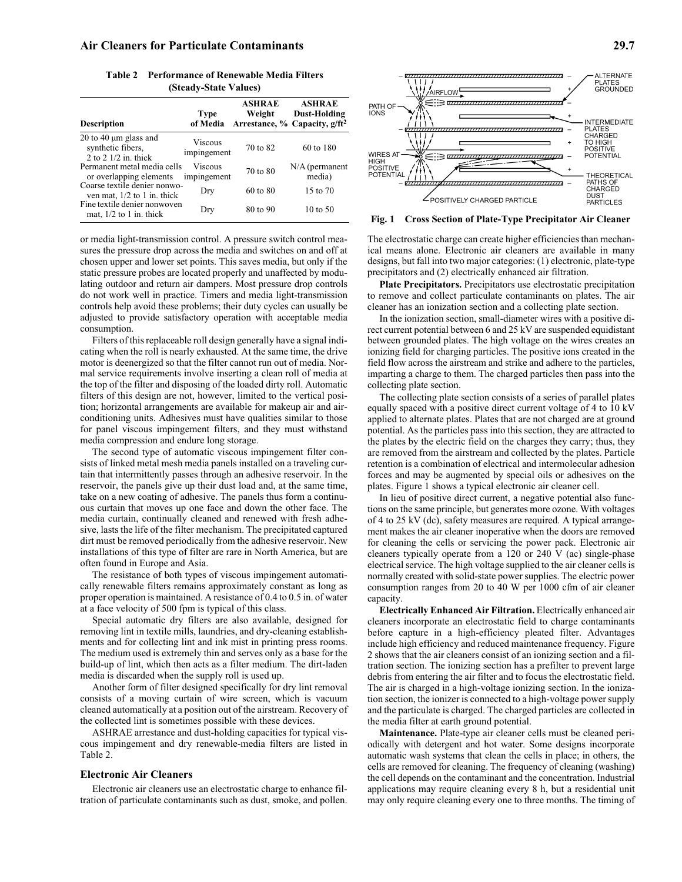**Table 2 Performance of Renewable Media Filters (Steady-State Values)**

| Description | Type of Media | ASHRAE Weight Arrestance, % | ASHRAE Dust-Holding Capacity, g/ft² |
|---|---|---|---|
| 20 to 40 μm glass and synthetic fibers, 2 to 2 1/2 in. thick | Viscous impingement | 70 to 82 | 60 to 180 |
| Permanent metal media cells or overlapping elements | Viscous impingement | 70 to 80 | N/A (permanent media) |
| Coarse textile denier nonwoven mat, 1/2 to 1 in. thick | Dry | 60 to 80 | 15 to 70 |
| Fine textile denier nonwoven mat, 1/2 to 1 in. thick | Dry | 80 to 90 | 10 to 50 |

or media light-transmission control. A pressure switch control measures the pressure drop across the media and switches on and off at chosen upper and lower set points. This saves media, but only if the static pressure probes are located properly and unaffected by modulating outdoor and return air dampers. Most pressure drop controls do not work well in practice. Timers and media light-transmission controls help avoid these problems; their duty cycles can usually be adjusted to provide satisfactory operation with acceptable media consumption.

Filters of this replaceable roll design generally have a signal indicating when the roll is nearly exhausted. At the same time, the drive motor is deenergized so that the filter cannot run out of media. Normal service requirements involve inserting a clean roll of media at the top of the filter and disposing of the loaded dirty roll. Automatic filters of this design are not, however, limited to the vertical position; horizontal arrangements are available for makeup air and air-conditioning units. Adhesives must have qualities similar to those for panel viscous impingement filters, and they must withstand media compression and endure long storage.

The second type of automatic viscous impingement filter consists of linked metal mesh media panels installed on a traveling curtain that intermittently passes through an adhesive reservoir. In the reservoir, the panels give up their dust load and, at the same time, take on a new coating of adhesive. The panels thus form a continuous curtain that moves up one face and down the other face. The media curtain, continually cleaned and renewed with fresh adhesive, lasts the life of the filter mechanism. The precipitated captured dirt must be removed periodically from the adhesive reservoir. New installations of this type of filter are rare in North America, but are often found in Europe and Asia.

The resistance of both types of viscous impingement automatically renewable filters remains approximately constant as long as proper operation is maintained. A resistance of 0.4 to 0.5 in. of water at a face velocity of 500 fpm is typical of this class.

Special automatic dry filters are also available, designed for removing lint in textile mills, laundries, and dry-cleaning establishments and for collecting lint and ink mist in printing press rooms. The medium used is extremely thin and serves only as a base for the build-up of lint, which then acts as a filter medium. The dirt-laden media is discarded when the supply roll is used up.

Another form of filter designed specifically for dry lint removal consists of a moving curtain of wire screen, which is vacuum cleaned automatically at a position out of the airstream. Recovery of the collected lint is sometimes possible with these devices.

ASHRAE arrestance and dust-holding capacities for typical viscous impingement and dry renewable-media filters are listed in Table 2.

### Electronic Air Cleaners

Electronic air cleaners use an electrostatic charge to enhance filtration of particulate contaminants such as dust, smoke, and pollen.

ALTERNATE PLATES GROUNDED

AIRFLOW

PATH OF IONS

INTERMEDIATE PLATES CHARGED TO HIGH POSITIVE POTENTIAL

WIRES AT HIGH POSITIVE POTENTIAL

THEORETICAL PATHS OF CHARGED DUST PARTICLES

POSITIVELY CHARGED PARTICLE

**Fig. 1 Cross Section of Plate-Type Precipitator Air Cleaner**

The electrostatic charge can create higher efficiencies than mechanical means alone. Electronic air cleaners are available in many designs, but fall into two major categories: (1) electronic, plate-type precipitators and (2) electrically enhanced air filtration.

**Plate Precipitators.** Precipitators use electrostatic precipitation to remove and collect particulate contaminants on plates. The air cleaner has an ionization section and a collecting plate section.

In the ionization section, small-diameter wires with a positive direct current potential between 6 and 25 kV are suspended equidistant between grounded plates. The high voltage on the wires creates an ionizing field for charging particles. The positive ions created in the field flow across the airstream and strike and adhere to the particles, imparting a charge to them. The charged particles then pass into the collecting plate section.

The collecting plate section consists of a series of parallel plates equally spaced with a positive direct current voltage of 4 to 10 kV applied to alternate plates. Plates that are not charged are at ground potential. As the particles pass into this section, they are attracted to the plates by the electric field on the charges they carry; thus, they are removed from the airstream and collected by the plates. Particle retention is a combination of electrical and intermolecular adhesion forces and may be augmented by special oils or adhesives on the plates. Figure 1 shows a typical electronic air cleaner cell.

In lieu of positive direct current, a negative potential also functions on the same principle, but generates more ozone. With voltages of 4 to 25 kV (dc), safety measures are required. A typical arrangement makes the air cleaner inoperative when the doors are removed for cleaning the cells or servicing the power pack. Electronic air cleaners typically operate from a 120 or 240 V (ac) single-phase electrical service. The high voltage supplied to the air cleaner cells is normally created with solid-state power supplies. The electric power consumption ranges from 20 to 40 W per 1000 cfm of air cleaner capacity.

**Electrically Enhanced Air Filtration.** Electrically enhanced air cleaners incorporate an electrostatic field to charge contaminants before capture in a high-efficiency pleated filter. Advantages include high efficiency and reduced maintenance frequency. Figure 2 shows that the air cleaners consist of an ionizing section and a filtration section. The ionizing section has a prefilter to prevent large debris from entering the air filter and to focus the electrostatic field. The air is charged in a high-voltage ionizing section. In the ionization section, the ionizer is connected to a high-voltage power supply and the particulate is charged. The charged particles are collected in the media filter at earth ground potential.

**Maintenance.** Plate-type air cleaner cells must be cleaned periodically with detergent and hot water. Some designs incorporate automatic wash systems that clean the cells in place; in others, the cells are removed for cleaning. The frequency of cleaning (washing) the cell depends on the contaminant and the concentration. Industrial applications may require cleaning every 8 h, but a residential unit may only require cleaning every one to three months. The timing of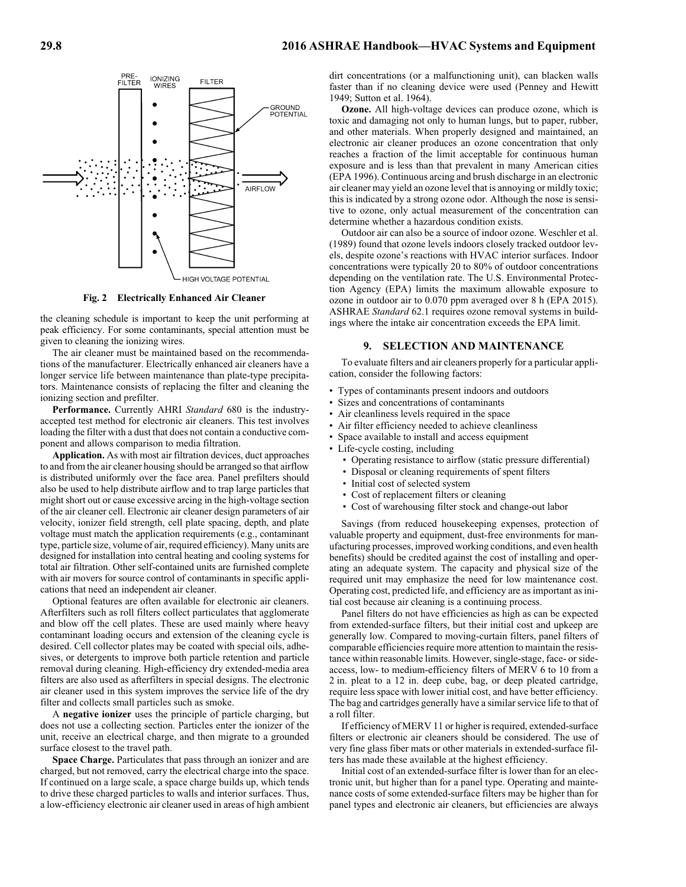Fig. 2 Electrically Enhanced Air Cleaner

the cleaning schedule is important to keep the unit performing at peak efficiency. For some contaminants, special attention must be given to cleaning the ionizing wires.

The air cleaner must be maintained based on the recommendations of the manufacturer. Electrically enhanced air cleaners have a longer service life between maintenance than plate-type precipitators. Maintenance consists of replacing the filter and cleaning the ionizing section and prefilter.

**Performance.** Currently AHRI *Standard* 680 is the industry-accepted test method for electronic air cleaners. This test involves loading the filter with a dust that does not contain a conductive component and allows comparison to media filtration.

**Application.** As with most air filtration devices, duct approaches to and from the air cleaner housing should be arranged so that airflow is distributed uniformly over the face area. Panel prefilters should also be used to help distribute airflow and to trap large particles that might short out or cause excessive arcing in the high-voltage section of the air cleaner cell. Electronic air cleaner design parameters of air velocity, ionizer field strength, cell plate spacing, depth, and plate voltage must match the application requirements (e.g., contaminant type, particle size, volume of air, required efficiency). Many units are designed for installation into central heating and cooling systems for total air filtration. Other self-contained units are furnished complete with air movers for source control of contaminants in specific applications that need an independent air cleaner.

Optional features are often available for electronic air cleaners. Afterfilters such as roll filters collect particulates that agglomerate and blow off the cell plates. These are used mainly where heavy contaminant loading occurs and extension of the cleaning cycle is desired. Cell collector plates may be coated with special oils, adhesives, or detergents to improve both particle retention and particle removal during cleaning. High-efficiency dry extended-media area filters are also used as afterfilters in special designs. The electronic air cleaner used in this system improves the service life of the dry filter and collects small particles such as smoke.

A **negative ionizer** uses the principle of particle charging, but does not use a collecting section. Particles enter the ionizer of the unit, receive an electrical charge, and then migrate to a grounded surface closest to the travel path.

**Space Charge.** Particulates that pass through an ionizer and are charged, but not removed, carry the electrical charge into the space. If continued on a large scale, a space charge builds up, which tends to drive these charged particles to walls and interior surfaces. Thus, a low-efficiency electronic air cleaner used in areas of high ambient dirt concentrations (or a malfunctioning unit), can blacken walls faster than if no cleaning device were used (Penney and Hewitt 1949; Sutton et al. 1964).

**Ozone.** All high-voltage devices can produce ozone, which is toxic and damaging not only to human lungs, but to paper, rubber, and other materials. When properly designed and maintained, an electronic air cleaner produces an ozone concentration that only reaches a fraction of the limit acceptable for continuous human exposure and is less than that prevalent in many American cities (EPA 1996). Continuous arcing and brush discharge in an electronic air cleaner may yield an ozone level that is annoying or mildly toxic; this is indicated by a strong ozone odor. Although the nose is sensitive to ozone, only actual measurement of the concentration can determine whether a hazardous condition exists.

Outdoor air can also be a source of indoor ozone. Weschler et al. (1989) found that ozone levels indoors closely tracked outdoor levels, despite ozone's reactions with HVAC interior surfaces. Indoor concentrations were typically 20 to 80% of outdoor concentrations depending on the ventilation rate. The U.S. Environmental Protection Agency (EPA) limits the maximum allowable exposure to ozone in outdoor air to 0.070 ppm averaged over 8 h (EPA 2015). ASHRAE *Standard* 62.1 requires ozone removal systems in buildings where the intake air concentration exceeds the EPA limit.

## 9. SELECTION AND MAINTENANCE

To evaluate filters and air cleaners properly for a particular application, consider the following factors:

- Types of contaminants present indoors and outdoors
- Sizes and concentrations of contaminants
- Air cleanliness levels required in the space
- Air filter efficiency needed to achieve cleanliness
- Space available to install and access equipment
- Life-cycle costing, including
  - Operating resistance to airflow (static pressure differential)
  - Disposal or cleaning requirements of spent filters
  - Initial cost of selected system
  - Cost of replacement filters or cleaning
  - Cost of warehousing filter stock and change-out labor

Savings (from reduced housekeeping expenses, protection of valuable property and equipment, dust-free environments for manufacturing processes, improved working conditions, and even health benefits) should be credited against the cost of installing and operating an adequate system. The capacity and physical size of the required unit may emphasize the need for low maintenance cost. Operating cost, predicted life, and efficiency are as important as initial cost because air cleaning is a continuing process.

Panel filters do not have efficiencies as high as can be expected from extended-surface filters, but their initial cost and upkeep are generally low. Compared to moving-curtain filters, panel filters of comparable efficiencies require more attention to maintain the resistance within reasonable limits. However, single-stage, face- or side-access, low- to medium-efficiency filters of MERV 6 to 10 from a 2 in. pleat to a 12 in. deep cube, bag, or deep pleated cartridge, require less space with lower initial cost, and have better efficiency. The bag and cartridges generally have a similar service life to that of a roll filter.

If efficiency of MERV 11 or higher is required, extended-surface filters or electronic air cleaners should be considered. The use of very fine glass fiber mats or other materials in extended-surface filters has made these available at the highest efficiency.

Initial cost of an extended-surface filter is lower than for an electronic unit, but higher than for a panel type. Operating and maintenance costs of some extended-surface filters may be higher than for panel types and electronic air cleaners, but efficiencies are always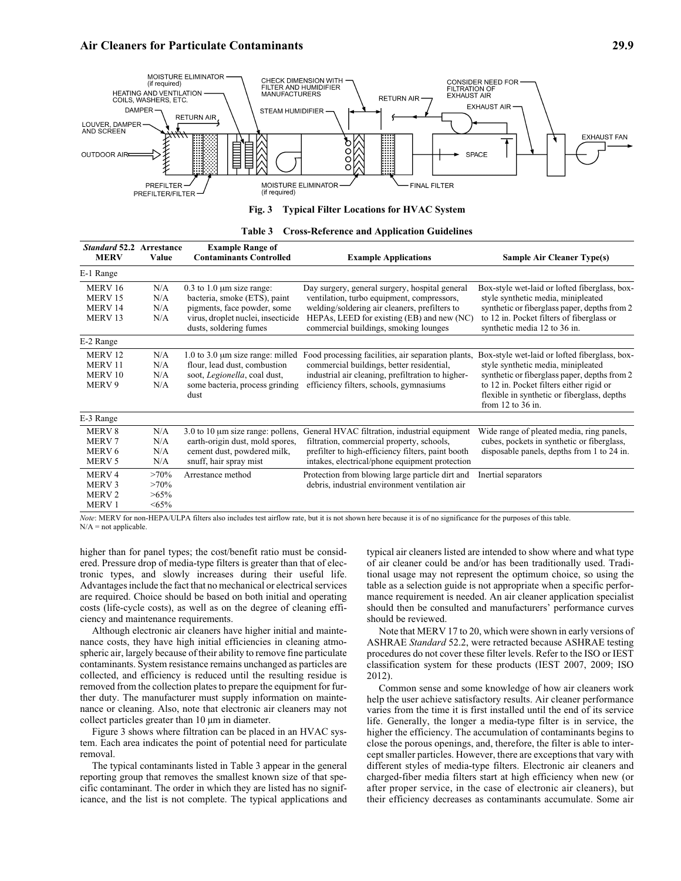MOISTURE ELIMINATOR (if required)
HEATING AND VENTILATION COILS, WASHERS, ETC.
DAMPER
LOUVER, DAMPER AND SCREEN
OUTDOOR AIR
RETURN AIR
PREFILTER
PREFILTER/FILTER
CHECK DIMENSION WITH FILTER AND HUMIDIFIER MANUFACTURERS
STEAM HUMIDIFIER
MOISTURE ELIMINATOR (if required)
RETURN AIR
FINAL FILTER
SPACE
CONSIDER NEED FOR FILTRATION OF EXHAUST AIR
EXHAUST AIR
EXHAUST FAN

**Fig. 3 Typical Filter Locations for HVAC System**

**Table 3 Cross-Reference and Application Guidelines**

| *Standard* 52.2 MERV | Arrestance Value | Example Range of Contaminants Controlled | Example Applications | Sample Air Cleaner Type(s) |
|---|---|---|---|---|
| E-1 Range | | | | |
| MERV 16<br>MERV 15<br>MERV 14<br>MERV 13 | N/A<br>N/A<br>N/A<br>N/A | 0.3 to 1.0 μm size range: bacteria, smoke (ETS), paint pigments, face powder, some virus, droplet nuclei, insecticide dusts, soldering fumes | Day surgery, general surgery, hospital general ventilation, turbo equipment, compressors, welding/soldering air cleaners, prefilters to HEPAs, LEED for existing (EB) and new (NC) commercial buildings, smoking lounges | Box-style wet-laid or lofted fiberglass, box-style synthetic media, minipleated synthetic or fiberglass paper, depths from 2 to 12 in. Pocket filters of fiberglass or synthetic media 12 to 36 in. |
| E-2 Range | | | | |
| MERV 12<br>MERV 11<br>MERV 10<br>MERV 9 | N/A<br>N/A<br>N/A<br>N/A | 1.0 to 3.0 μm size range: milled flour, lead dust, combustion soot, *Legionella*, coal dust, some bacteria, process grinding dust | Food processing facilities, air separation plants, commercial buildings, better residential, industrial air cleaning, prefiltration to higher-efficiency filters, schools, gymnasiums | Box-style wet-laid or lofted fiberglass, box-style synthetic media, minipleated synthetic or fiberglass paper, depths from 2 to 12 in. Pocket filters either rigid or flexible in synthetic or fiberglass, depths from 12 to 36 in. |
| E-3 Range | | | | |
| MERV 8<br>MERV 7<br>MERV 6<br>MERV 5 | N/A<br>N/A<br>N/A<br>N/A | 3.0 to 10 μm size range: pollens, earth-origin dust, mold spores, cement dust, powdered milk, snuff, hair spray mist | General HVAC filtration, industrial equipment filtration, commercial property, schools, prefilter to high-efficiency filters, paint booth intakes, electrical/phone equipment protection | Wide range of pleated media, ring panels, cubes, pockets in synthetic or fiberglass, disposable panels, depths from 1 to 24 in. |
| MERV 4<br>MERV 3<br>MERV 2<br>MERV 1 | >70%<br>>70%<br>>65%<br><65% | Arrestance method | Protection from blowing large particle dirt and debris, industrial environment ventilation air | Inertial separators |

*Note*: MERV for non-HEPA/ULPA filters also includes test airflow rate, but it is not shown here because it is of no significance for the purposes of this table.
N/A = not applicable.

higher than for panel types; the cost/benefit ratio must be considered. Pressure drop of media-type filters is greater than that of electronic types, and slowly increases during their useful life. Advantages include the fact that no mechanical or electrical services are required. Choice should be based on both initial and operating costs (life-cycle costs), as well as on the degree of cleaning efficiency and maintenance requirements.

Although electronic air cleaners have higher initial and maintenance costs, they have high initial efficiencies in cleaning atmospheric air, largely because of their ability to remove fine particulate contaminants. System resistance remains unchanged as particles are collected, and efficiency is reduced until the resulting residue is removed from the collection plates to prepare the equipment for further duty. The manufacturer must supply information on maintenance or cleaning. Also, note that electronic air cleaners may not collect particles greater than 10 μm in diameter.

Figure 3 shows where filtration can be placed in an HVAC system. Each area indicates the point of potential need for particulate removal.

The typical contaminants listed in Table 3 appear in the general reporting group that removes the smallest known size of that specific contaminant. The order in which they are listed has no significance, and the list is not complete. The typical applications and typical air cleaners listed are intended to show where and what type of air cleaner could be and/or has been traditionally used. Traditional usage may not represent the optimum choice, so using the table as a selection guide is not appropriate when a specific performance requirement is needed. An air cleaner application specialist should then be consulted and manufacturers' performance curves should be reviewed.

Note that MERV 17 to 20, which were shown in early versions of ASHRAE *Standard* 52.2, were retracted because ASHRAE testing procedures do not cover these filter levels. Refer to the ISO or IEST classification system for these products (IEST 2007, 2009; ISO 2012).

Common sense and some knowledge of how air cleaners work help the user achieve satisfactory results. Air cleaner performance varies from the time it is first installed until the end of its service life. Generally, the longer a media-type filter is in service, the higher the efficiency. The accumulation of contaminants begins to close the porous openings, and, therefore, the filter is able to intercept smaller particles. However, there are exceptions that vary with different styles of media-type filters. Electronic air cleaners and charged-fiber media filters start at high efficiency when new (or after proper service, in the case of electronic air cleaners), but their efficiency decreases as contaminants accumulate. Some air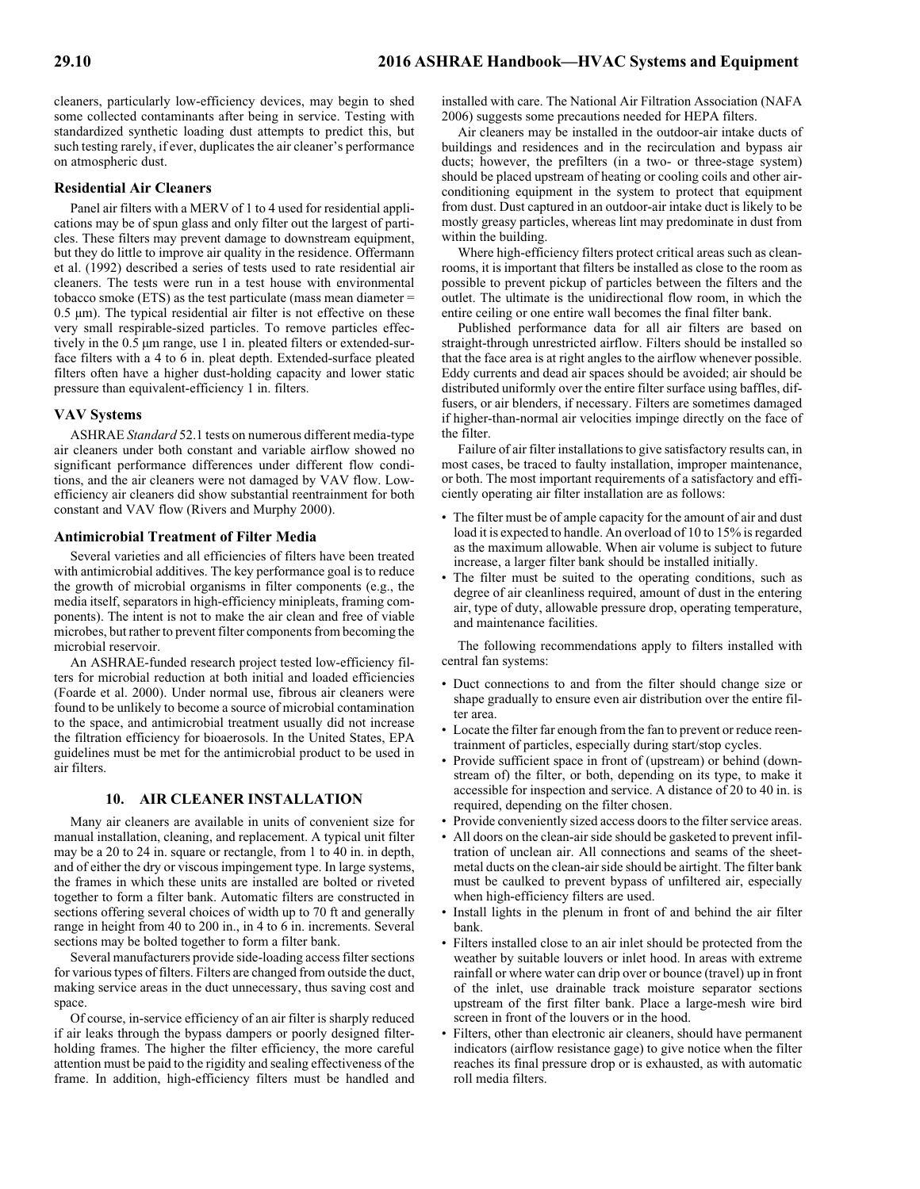cleaners, particularly low-efficiency devices, may begin to shed some collected contaminants after being in service. Testing with standardized synthetic loading dust attempts to predict this, but such testing rarely, if ever, duplicates the air cleaner's performance on atmospheric dust.

### Residential Air Cleaners

Panel air filters with a MERV of 1 to 4 used for residential applications may be of spun glass and only filter out the largest of particles. These filters may prevent damage to downstream equipment, but they do little to improve air quality in the residence. Offermann et al. (1992) described a series of tests used to rate residential air cleaners. The tests were run in a test house with environmental tobacco smoke (ETS) as the test particulate (mass mean diameter = 0.5 μm). The typical residential air filter is not effective on these very small respirable-sized particles. To remove particles effectively in the 0.5 μm range, use 1 in. pleated filters or extended-surface filters with a 4 to 6 in. pleat depth. Extended-surface pleated filters often have a higher dust-holding capacity and lower static pressure than equivalent-efficiency 1 in. filters.

### VAV Systems

ASHRAE *Standard* 52.1 tests on numerous different media-type air cleaners under both constant and variable airflow showed no significant performance differences under different flow conditions, and the air cleaners were not damaged by VAV flow. Low-efficiency air cleaners did show substantial reentrainment for both constant and VAV flow (Rivers and Murphy 2000).

### Antimicrobial Treatment of Filter Media

Several varieties and all efficiencies of filters have been treated with antimicrobial additives. The key performance goal is to reduce the growth of microbial organisms in filter components (e.g., the media itself, separators in high-efficiency minipleats, framing components). The intent is not to make the air clean and free of viable microbes, but rather to prevent filter components from becoming the microbial reservoir.

An ASHRAE-funded research project tested low-efficiency filters for microbial reduction at both initial and loaded efficiencies (Foarde et al. 2000). Under normal use, fibrous air cleaners were found to be unlikely to become a source of microbial contamination to the space, and antimicrobial treatment usually did not increase the filtration efficiency for bioaerosols. In the United States, EPA guidelines must be met for the antimicrobial product to be used in air filters.

## 10. AIR CLEANER INSTALLATION

Many air cleaners are available in units of convenient size for manual installation, cleaning, and replacement. A typical unit filter may be a 20 to 24 in. square or rectangle, from 1 to 40 in. in depth, and of either the dry or viscous impingement type. In large systems, the frames in which these units are installed are bolted or riveted together to form a filter bank. Automatic filters are constructed in sections offering several choices of width up to 70 ft and generally range in height from 40 to 200 in., in 4 to 6 in. increments. Several sections may be bolted together to form a filter bank.

Several manufacturers provide side-loading access filter sections for various types of filters. Filters are changed from outside the duct, making service areas in the duct unnecessary, thus saving cost and space.

Of course, in-service efficiency of an air filter is sharply reduced if air leaks through the bypass dampers or poorly designed filter-holding frames. The higher the filter efficiency, the more careful attention must be paid to the rigidity and sealing effectiveness of the frame. In addition, high-efficiency filters must be handled and installed with care. The National Air Filtration Association (NAFA 2006) suggests some precautions needed for HEPA filters.

Air cleaners may be installed in the outdoor-air intake ducts of buildings and residences and in the recirculation and bypass air ducts; however, the prefilters (in a two- or three-stage system) should be placed upstream of heating or cooling coils and other air-conditioning equipment in the system to protect that equipment from dust. Dust captured in an outdoor-air intake duct is likely to be mostly greasy particles, whereas lint may predominate in dust from within the building.

Where high-efficiency filters protect critical areas such as cleanrooms, it is important that filters be installed as close to the room as possible to prevent pickup of particles between the filters and the outlet. The ultimate is the unidirectional flow room, in which the entire ceiling or one entire wall becomes the final filter bank.

Published performance data for all air filters are based on straight-through unrestricted airflow. Filters should be installed so that the face area is at right angles to the airflow whenever possible. Eddy currents and dead air spaces should be avoided; air should be distributed uniformly over the entire filter surface using baffles, diffusers, or air blenders, if necessary. Filters are sometimes damaged if higher-than-normal air velocities impinge directly on the face of the filter.

Failure of air filter installations to give satisfactory results can, in most cases, be traced to faulty installation, improper maintenance, or both. The most important requirements of a satisfactory and efficiently operating air filter installation are as follows:

- The filter must be of ample capacity for the amount of air and dust load it is expected to handle. An overload of 10 to 15% is regarded as the maximum allowable. When air volume is subject to future increase, a larger filter bank should be installed initially.
- The filter must be suited to the operating conditions, such as degree of air cleanliness required, amount of dust in the entering air, type of duty, allowable pressure drop, operating temperature, and maintenance facilities.

The following recommendations apply to filters installed with central fan systems:

- Duct connections to and from the filter should change size or shape gradually to ensure even air distribution over the entire filter area.
- Locate the filter far enough from the fan to prevent or reduce reentrainment of particles, especially during start/stop cycles.
- Provide sufficient space in front of (upstream) or behind (downstream of) the filter, or both, depending on its type, to make it accessible for inspection and service. A distance of 20 to 40 in. is required, depending on the filter chosen.
- Provide conveniently sized access doors to the filter service areas.
- All doors on the clean-air side should be gasketed to prevent infiltration of unclean air. All connections and seams of the sheet-metal ducts on the clean-air side should be airtight. The filter bank must be caulked to prevent bypass of unfiltered air, especially when high-efficiency filters are used.
- Install lights in the plenum in front of and behind the air filter bank.
- Filters installed close to an air inlet should be protected from the weather by suitable louvers or inlet hood. In areas with extreme rainfall or where water can drip over or bounce (travel) up in front of the inlet, use drainable track moisture separator sections upstream of the first filter bank. Place a large-mesh wire bird screen in front of the louvers or in the hood.
- Filters, other than electronic air cleaners, should have permanent indicators (airflow resistance gage) to give notice when the filter reaches its final pressure drop or is exhausted, as with automatic roll media filters.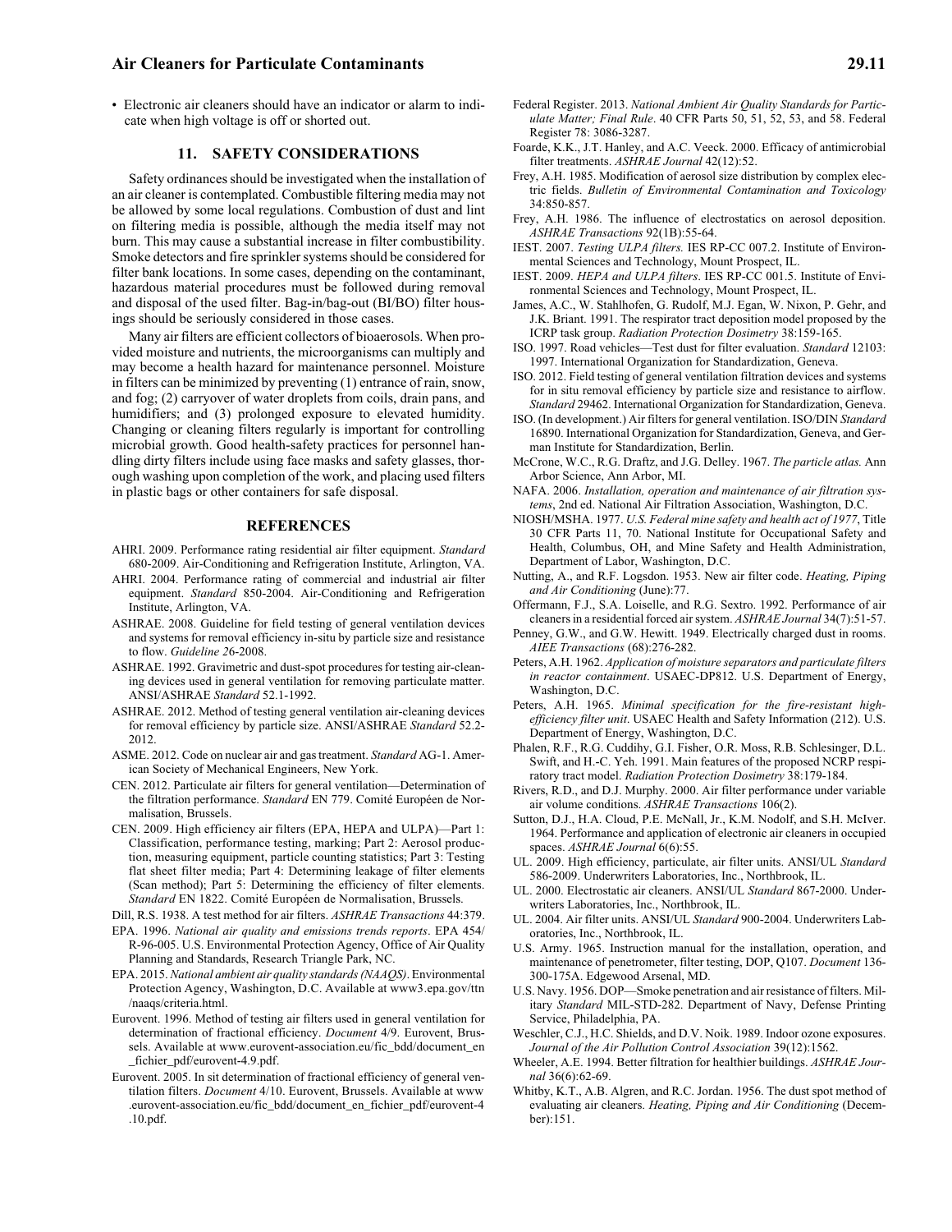- Electronic air cleaners should have an indicator or alarm to indicate when high voltage is off or shorted out.

## 11. SAFETY CONSIDERATIONS

Safety ordinances should be investigated when the installation of an air cleaner is contemplated. Combustible filtering media may not be allowed by some local regulations. Combustion of dust and lint on filtering media is possible, although the media itself may not burn. This may cause a substantial increase in filter combustibility. Smoke detectors and fire sprinkler systems should be considered for filter bank locations. In some cases, depending on the contaminant, hazardous material procedures must be followed during removal and disposal of the used filter. Bag-in/bag-out (BI/BO) filter housings should be seriously considered in those cases.

Many air filters are efficient collectors of bioaerosols. When provided moisture and nutrients, the microorganisms can multiply and may become a health hazard for maintenance personnel. Moisture in filters can be minimized by preventing (1) entrance of rain, snow, and fog; (2) carryover of water droplets from coils, drain pans, and humidifiers; and (3) prolonged exposure to elevated humidity. Changing or cleaning filters regularly is important for controlling microbial growth. Good health-safety practices for personnel handling dirty filters include using face masks and safety glasses, thorough washing upon completion of the work, and placing used filters in plastic bags or other containers for safe disposal.

## REFERENCES

AHRI. 2009. Performance rating residential air filter equipment. *Standard* 680-2009. Air-Conditioning and Refrigeration Institute, Arlington, VA.

AHRI. 2004. Performance rating of commercial and industrial air filter equipment. *Standard* 850-2004. Air-Conditioning and Refrigeration Institute, Arlington, VA.

ASHRAE. 2008. Guideline for field testing of general ventilation devices and systems for removal efficiency in-situ by particle size and resistance to flow. *Guideline 2*6-2008.

ASHRAE. 1992. Gravimetric and dust-spot procedures for testing air-cleaning devices used in general ventilation for removing particulate matter. ANSI/ASHRAE *Standard* 52.1-1992.

ASHRAE. 2012. Method of testing general ventilation air-cleaning devices for removal efficiency by particle size. ANSI/ASHRAE *Standard* 52.2-2012.

ASME. 2012. Code on nuclear air and gas treatment. *Standard* AG-1. American Society of Mechanical Engineers, New York.

CEN. 2012. Particulate air filters for general ventilation—Determination of the filtration performance. *Standard* EN 779. Comité Européen de Normalisation, Brussels.

CEN. 2009. High efficiency air filters (EPA, HEPA and ULPA)—Part 1: Classification, performance testing, marking; Part 2: Aerosol production, measuring equipment, particle counting statistics; Part 3: Testing flat sheet filter media; Part 4: Determining leakage of filter elements (Scan method); Part 5: Determining the efficiency of filter elements. *Standard* EN 1822. Comité Européen de Normalisation, Brussels.

Dill, R.S. 1938. A test method for air filters. *ASHRAE Transactions* 44:379.

EPA. 1996. *National air quality and emissions trends reports*. EPA 454/R-96-005. U.S. Environmental Protection Agency, Office of Air Quality Planning and Standards, Research Triangle Park, NC.

EPA. 2015. *National ambient air quality standards (NAAQS)*. Environmental Protection Agency, Washington, D.C. Available at www3.epa.gov/ttn/naaqs/criteria.html.

Eurovent. 1996. Method of testing air filters used in general ventilation for determination of fractional efficiency. *Document* 4/9. Eurovent, Brussels. Available at www.eurovent-association.eu/fic_bdd/document_en_fichier_pdf/eurovent-4.9.pdf.

Eurovent. 2005. In sit determination of fractional efficiency of general ventilation filters. *Document* 4/10. Eurovent, Brussels. Available at www.eurovent-association.eu/fic_bdd/document_en_fichier_pdf/eurovent-4.10.pdf.

Federal Register. 2013. *National Ambient Air Quality Standards for Particulate Matter; Final Rule*. 40 CFR Parts 50, 51, 52, 53, and 58. Federal Register 78: 3086-3287.

Foarde, K.K., J.T. Hanley, and A.C. Veeck. 2000. Efficacy of antimicrobial filter treatments. *ASHRAE Journal* 42(12):52.

Frey, A.H. 1985. Modification of aerosol size distribution by complex electric fields. *Bulletin of Environmental Contamination and Toxicology* 34:850-857.

Frey, A.H. 1986. The influence of electrostatics on aerosol deposition. *ASHRAE Transactions* 92(1B):55-64.

IEST. 2007. *Testing ULPA filters.* IES RP-CC 007.2. Institute of Environmental Sciences and Technology, Mount Prospect, IL.

IEST. 2009. *HEPA and ULPA filters*. IES RP-CC 001.5. Institute of Environmental Sciences and Technology, Mount Prospect, IL.

James, A.C., W. Stahlhofen, G. Rudolf, M.J. Egan, W. Nixon, P. Gehr, and J.K. Briant. 1991. The respirator tract deposition model proposed by the ICRP task group. *Radiation Protection Dosimetry* 38:159-165.

ISO. 1997. Road vehicles—Test dust for filter evaluation. *Standard* 12103: 1997. International Organization for Standardization, Geneva.

ISO. 2012. Field testing of general ventilation filtration devices and systems for in situ removal efficiency by particle size and resistance to airflow. *Standard* 29462. International Organization for Standardization, Geneva.

ISO. (In development.) Air filters for general ventilation. ISO/DIN *Standard* 16890. International Organization for Standardization, Geneva, and German Institute for Standardization, Berlin.

McCrone, W.C., R.G. Draftz, and J.G. Delley. 1967. *The particle atlas.* Ann Arbor Science, Ann Arbor, MI.

NAFA. 2006. *Installation, operation and maintenance of air filtration systems*, 2nd ed. National Air Filtration Association, Washington, D.C.

NIOSH/MSHA. 1977. *U.S. Federal mine safety and health act of 1977*, Title 30 CFR Parts 11, 70. National Institute for Occupational Safety and Health, Columbus, OH, and Mine Safety and Health Administration, Department of Labor, Washington, D.C.

Nutting, A., and R.F. Logsdon. 1953. New air filter code. *Heating, Piping and Air Conditioning* (June):77.

Offermann, F.J., S.A. Loiselle, and R.G. Sextro. 1992. Performance of air cleaners in a residential forced air system. *ASHRAE Journal* 34(7):51-57.

Penney, G.W., and G.W. Hewitt. 1949. Electrically charged dust in rooms. *AIEE Transactions* (68):276-282.

Peters, A.H. 1962. *Application of moisture separators and particulate filters in reactor containment*. USAEC-DP812. U.S. Department of Energy, Washington, D.C.

Peters, A.H. 1965. *Minimal specification for the fire-resistant high-efficiency filter unit*. USAEC Health and Safety Information (212). U.S. Department of Energy, Washington, D.C.

Phalen, R.F., R.G. Cuddihy, G.I. Fisher, O.R. Moss, R.B. Schlesinger, D.L. Swift, and H.-C. Yeh. 1991. Main features of the proposed NCRP respiratory tract model. *Radiation Protection Dosimetry* 38:179-184.

Rivers, R.D., and D.J. Murphy. 2000. Air filter performance under variable air volume conditions. *ASHRAE Transactions* 106(2).

Sutton, D.J., H.A. Cloud, P.E. McNall, Jr., K.M. Nodolf, and S.H. McIver. 1964. Performance and application of electronic air cleaners in occupied spaces. *ASHRAE Journal* 6(6):55.

UL. 2009. High efficiency, particulate, air filter units. ANSI/UL *Standard* 586-2009. Underwriters Laboratories, Inc., Northbrook, IL.

UL. 2000. Electrostatic air cleaners. ANSI/UL *Standard* 867-2000. Underwriters Laboratories, Inc., Northbrook, IL.

UL. 2004. Air filter units. ANSI/UL *Standard* 900-2004. Underwriters Laboratories, Inc., Northbrook, IL.

U.S. Army. 1965. Instruction manual for the installation, operation, and maintenance of penetrometer, filter testing, DOP, Q107. *Document* 136-300-175A. Edgewood Arsenal, MD.

U.S. Navy. 1956. DOP—Smoke penetration and air resistance of filters. Military *Standard* MIL-STD-282. Department of Navy, Defense Printing Service, Philadelphia, PA.

Weschler, C.J., H.C. Shields, and D.V. Noik. 1989. Indoor ozone exposures. *Journal of the Air Pollution Control Association* 39(12):1562.

Wheeler, A.E. 1994. Better filtration for healthier buildings. *ASHRAE Journal* 36(6):62-69.

Whitby, K.T., A.B. Algren, and R.C. Jordan. 1956. The dust spot method of evaluating air cleaners. *Heating, Piping and Air Conditioning* (December):151.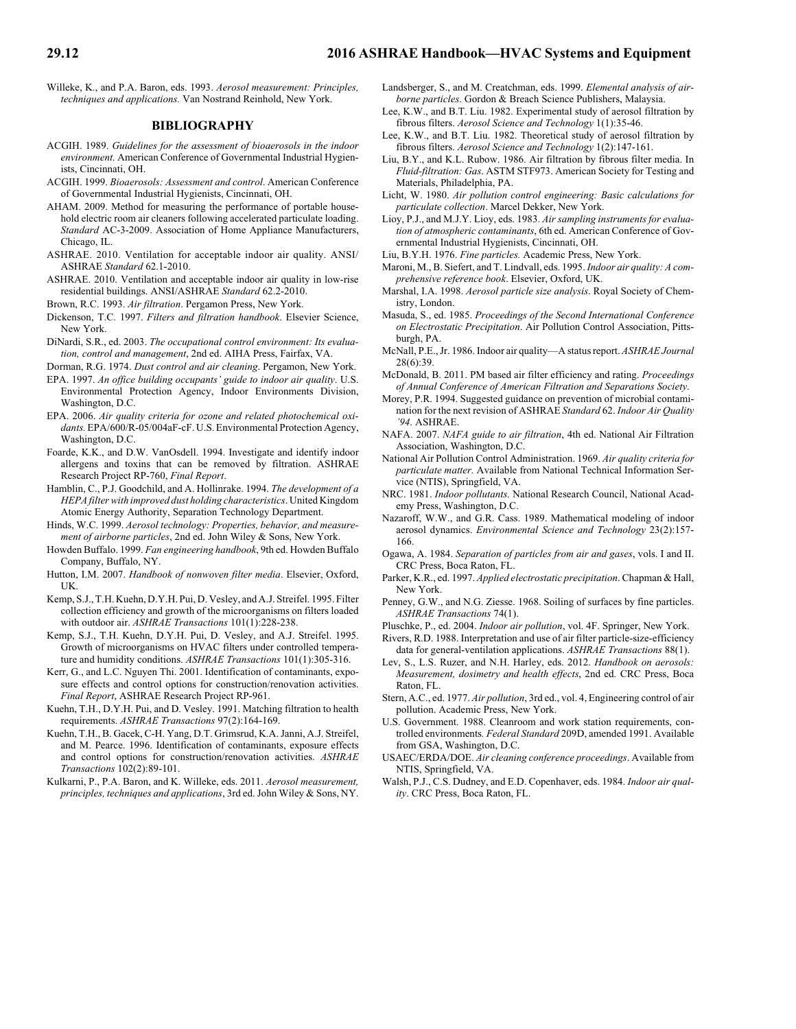Willeke, K., and P.A. Baron, eds. 1993. *Aerosol measurement: Principles, techniques and applications.* Van Nostrand Reinhold, New York.

## BIBLIOGRAPHY

ACGIH. 1989. *Guidelines for the assessment of bioaerosols in the indoor environment.* American Conference of Governmental Industrial Hygienists, Cincinnati, OH.

ACGIH. 1999. *Bioaerosols: Assessment and control*. American Conference of Governmental Industrial Hygienists, Cincinnati, OH.

AHAM. 2009. Method for measuring the performance of portable household electric room air cleaners following accelerated particulate loading. *Standard* AC-3-2009. Association of Home Appliance Manufacturers, Chicago, IL.

ASHRAE. 2010. Ventilation for acceptable indoor air quality. ANSI/ASHRAE *Standard* 62.1-2010.

ASHRAE. 2010. Ventilation and acceptable indoor air quality in low-rise residential buildings. ANSI/ASHRAE *Standard* 62.2-2010.

Brown, R.C. 1993. *Air filtration*. Pergamon Press, New York.

Dickenson, T.C. 1997. *Filters and filtration handbook*. Elsevier Science, New York.

DiNardi, S.R., ed. 2003. *The occupational control environment: Its evaluation, control and management*, 2nd ed. AIHA Press, Fairfax, VA.

Dorman, R.G. 1974. *Dust control and air cleaning*. Pergamon, New York.

EPA. 1997. *An office building occupants' guide to indoor air quality*. U.S. Environmental Protection Agency, Indoor Environments Division, Washington, D.C.

EPA. 2006. *Air quality criteria for ozone and related photochemical oxidants.* EPA/600/R-05/004aF-cF. U.S. Environmental Protection Agency, Washington, D.C.

Foarde, K.K., and D.W. VanOsdell. 1994. Investigate and identify indoor allergens and toxins that can be removed by filtration. ASHRAE Research Project RP-760, *Final Report*.

Hamblin, C., P.J. Goodchild, and A. Hollinrake. 1994. *The development of a HEPA filter with improved dust holding characteristics*. United Kingdom Atomic Energy Authority, Separation Technology Department.

Hinds, W.C. 1999. *Aerosol technology: Properties, behavior, and measurement of airborne particles*, 2nd ed. John Wiley & Sons, New York.

Howden Buffalo. 1999. *Fan engineering handbook*, 9th ed. Howden Buffalo Company, Buffalo, NY.

Hutton, I.M. 2007. *Handbook of nonwoven filter media*. Elsevier, Oxford, UK.

Kemp, S.J., T.H. Kuehn, D.Y.H. Pui, D. Vesley, and A.J. Streifel. 1995. Filter collection efficiency and growth of the microorganisms on filters loaded with outdoor air. *ASHRAE Transactions* 101(1):228-238.

Kemp, S.J., T.H. Kuehn, D.Y.H. Pui, D. Vesley, and A.J. Streifel. 1995. Growth of microorganisms on HVAC filters under controlled temperature and humidity conditions. *ASHRAE Transactions* 101(1):305-316.

Kerr, G., and L.C. Nguyen Thi. 2001. Identification of contaminants, exposure effects and control options for construction/renovation activities. *Final Report*, ASHRAE Research Project RP-961.

Kuehn, T.H., D.Y.H. Pui, and D. Vesley. 1991. Matching filtration to health requirements. *ASHRAE Transactions* 97(2):164-169.

Kuehn, T.H., B. Gacek, C-H. Yang, D.T. Grimsrud, K.A. Janni, A.J. Streifel, and M. Pearce. 1996. Identification of contaminants, exposure effects and control options for construction/renovation activities. *ASHRAE Transactions* 102(2):89-101.

Kulkarni, P., P.A. Baron, and K. Willeke, eds. 2011. *Aerosol measurement, principles, techniques and applications*, 3rd ed. John Wiley & Sons, NY.

Landsberger, S., and M. Creatchman, eds. 1999. *Elemental analysis of airborne particles*. Gordon & Breach Science Publishers, Malaysia.

Lee, K.W., and B.T. Liu. 1982. Experimental study of aerosol filtration by fibrous filters. *Aerosol Science and Technology* 1(1):35-46.

Lee, K.W., and B.T. Liu. 1982. Theoretical study of aerosol filtration by fibrous filters. *Aerosol Science and Technology* 1(2):147-161.

Liu, B.Y., and K.L. Rubow. 1986. Air filtration by fibrous filter media. In *Fluid-filtration: Gas*. ASTM STF973. American Society for Testing and Materials, Philadelphia, PA.

Licht, W. 1980. *Air pollution control engineering: Basic calculations for particulate collection*. Marcel Dekker, New York.

Lioy, P.J., and M.J.Y. Lioy, eds. 1983. *Air sampling instruments for evaluation of atmospheric contaminants*, 6th ed. American Conference of Governmental Industrial Hygienists, Cincinnati, OH.

Liu, B.Y.H. 1976. *Fine particles.* Academic Press, New York.

Maroni, M., B. Siefert, and T. Lindvall, eds. 1995. *Indoor air quality: A comprehensive reference book*. Elsevier, Oxford, UK.

Marshal, I.A. 1998. *Aerosol particle size analysis*. Royal Society of Chemistry, London.

Masuda, S., ed. 1985. *Proceedings of the Second International Conference on Electrostatic Precipitation*. Air Pollution Control Association, Pittsburgh, PA.

McNall, P.E., Jr. 1986. Indoor air quality—A status report. *ASHRAE Journal* 28(6):39.

McDonald, B. 2011. PM based air filter efficiency and rating. *Proceedings of Annual Conference of American Filtration and Separations Society*.

Morey, P.R. 1994. Suggested guidance on prevention of microbial contamination for the next revision of ASHRAE *Standard* 62. *Indoor Air Quality '94*. ASHRAE.

NAFA. 2007. *NAFA guide to air filtration*, 4th ed. National Air Filtration Association, Washington, D.C.

National Air Pollution Control Administration. 1969. *Air quality criteria for particulate matter.* Available from National Technical Information Service (NTIS), Springfield, VA.

NRC. 1981. *Indoor pollutants.* National Research Council, National Academy Press, Washington, D.C.

Nazaroff, W.W., and G.R. Cass. 1989. Mathematical modeling of indoor aerosol dynamics. *Environmental Science and Technology* 23(2):157-166.

Ogawa, A. 1984. *Separation of particles from air and gases*, vols. I and II. CRC Press, Boca Raton, FL.

Parker, K.R., ed. 1997. *Applied electrostatic precipitation*. Chapman & Hall, New York.

Penney, G.W., and N.G. Ziesse. 1968. Soiling of surfaces by fine particles. *ASHRAE Transactions* 74(1).

Pluschke, P., ed. 2004. *Indoor air pollution*, vol. 4F. Springer, New York.

Rivers, R.D. 1988. Interpretation and use of air filter particle-size-efficiency data for general-ventilation applications. *ASHRAE Transactions* 88(1).

Lev, S., L.S. Ruzer, and N.H. Harley, eds. 2012. *Handbook on aerosols: Measurement, dosimetry and health effects*, 2nd ed. CRC Press, Boca Raton, FL.

Stern, A.C., ed. 1977. *Air pollution*, 3rd ed., vol. 4, Engineering control of air pollution. Academic Press, New York.

U.S. Government. 1988. Cleanroom and work station requirements, controlled environments. *Federal Standard* 209D, amended 1991. Available from GSA, Washington, D.C.

USAEC/ERDA/DOE. *Air cleaning conference proceedings*. Available from NTIS, Springfield, VA.

Walsh, P.J., C.S. Dudney, and E.D. Copenhaver, eds. 1984. *Indoor air quality*. CRC Press, Boca Raton, FL.